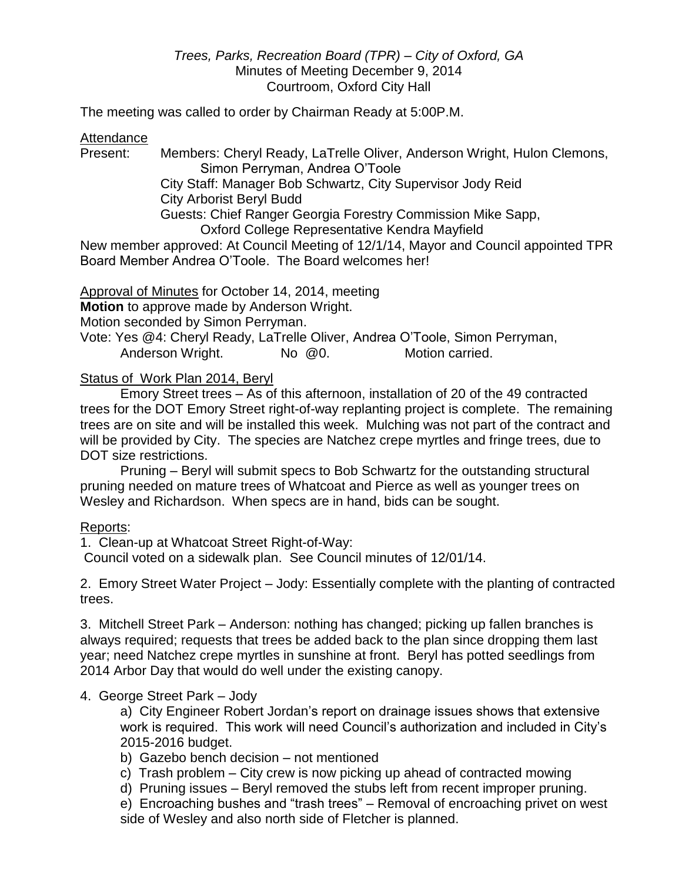*Trees, Parks, Recreation Board (TPR) – City of Oxford, GA*
Minutes of Meeting December 9, 2014
Courtroom, Oxford City Hall

The meeting was called to order by Chairman Ready at 5:00P.M.

Attendance

Present: Members: Cheryl Ready, LaTrelle Oliver, Anderson Wright, Hulon Clemons, Simon Perryman, Andrea O'Toole
City Staff: Manager Bob Schwartz, City Supervisor Jody Reid
City Arborist Beryl Budd
Guests: Chief Ranger Georgia Forestry Commission Mike Sapp, Oxford College Representative Kendra Mayfield

New member approved: At Council Meeting of 12/1/14, Mayor and Council appointed TPR Board Member Andrea O'Toole. The Board welcomes her!

Approval of Minutes for October 14, 2014, meeting

**Motion** to approve made by Anderson Wright.
Motion seconded by Simon Perryman.
Vote: Yes @4: Cheryl Ready, LaTrelle Oliver, Andrea O'Toole, Simon Perryman, Anderson Wright. No @0. Motion carried.

Status of Work Plan 2014, Beryl

Emory Street trees – As of this afternoon, installation of 20 of the 49 contracted trees for the DOT Emory Street right-of-way replanting project is complete. The remaining trees are on site and will be installed this week. Mulching was not part of the contract and will be provided by City. The species are Natchez crepe myrtles and fringe trees, due to DOT size restrictions.

Pruning – Beryl will submit specs to Bob Schwartz for the outstanding structural pruning needed on mature trees of Whatcoat and Pierce as well as younger trees on Wesley and Richardson. When specs are in hand, bids can be sought.

Reports:

1. Clean-up at Whatcoat Street Right-of-Way:
Council voted on a sidewalk plan. See Council minutes of 12/01/14.

2. Emory Street Water Project – Jody: Essentially complete with the planting of contracted trees.

3. Mitchell Street Park – Anderson: nothing has changed; picking up fallen branches is always required; requests that trees be added back to the plan since dropping them last year; need Natchez crepe myrtles in sunshine at front. Beryl has potted seedlings from 2014 Arbor Day that would do well under the existing canopy.

4. George Street Park – Jody

a) City Engineer Robert Jordan's report on drainage issues shows that extensive work is required. This work will need Council's authorization and included in City's 2015-2016 budget.
b) Gazebo bench decision – not mentioned
c) Trash problem – City crew is now picking up ahead of contracted mowing
d) Pruning issues – Beryl removed the stubs left from recent improper pruning.
e) Encroaching bushes and "trash trees" – Removal of encroaching privet on west side of Wesley and also north side of Fletcher is planned.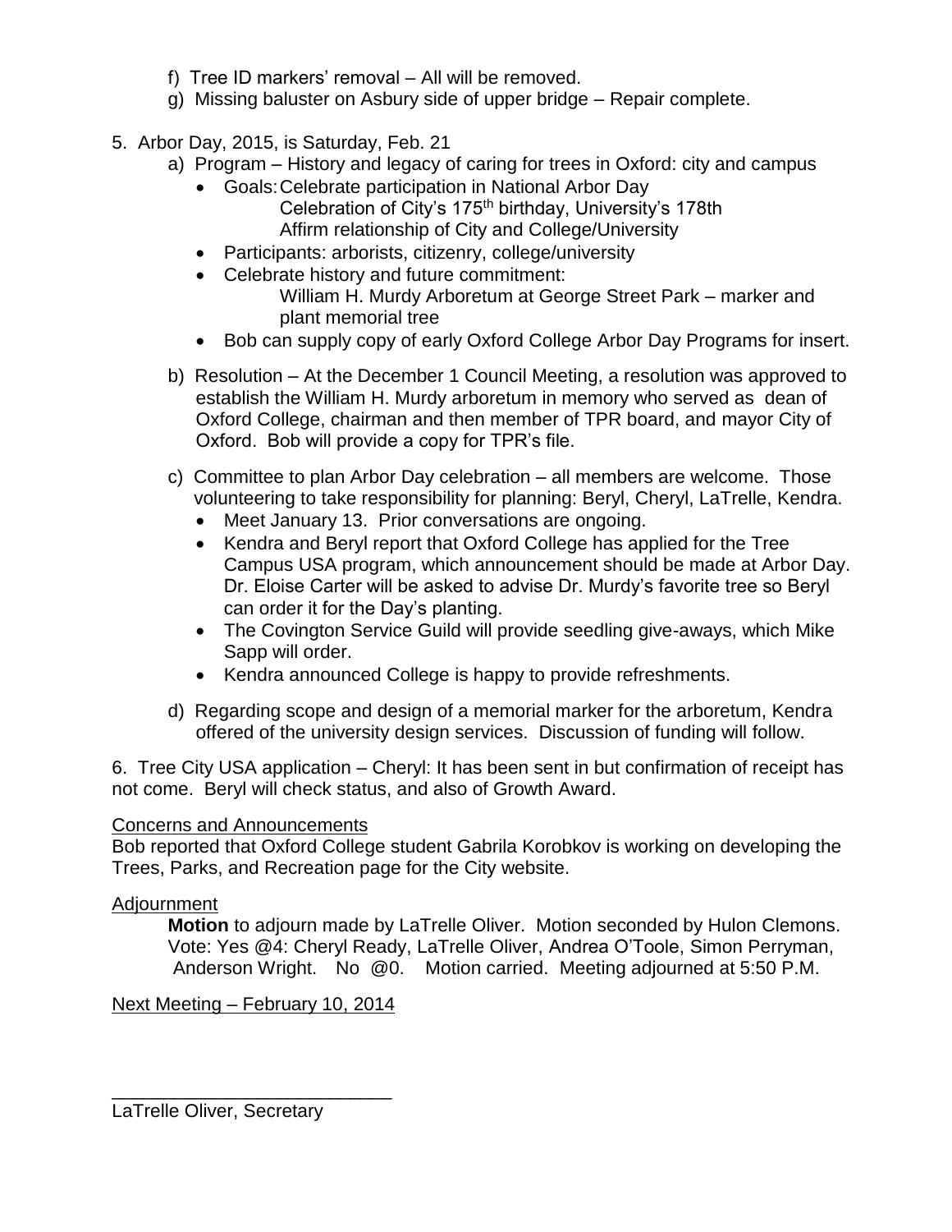f) Tree ID markers' removal – All will be removed.

g) Missing baluster on Asbury side of upper bridge – Repair complete.

5. Arbor Day, 2015, is Saturday, Feb. 21

  a) Program – History and legacy of caring for trees in Oxford: city and campus

    - Goals: Celebrate participation in National Arbor Day
      Celebration of City's 175th birthday, University's 178th
      Affirm relationship of City and College/University
    - Participants: arborists, citizenry, college/university
    - Celebrate history and future commitment:
      William H. Murdy Arboretum at George Street Park – marker and plant memorial tree
    - Bob can supply copy of early Oxford College Arbor Day Programs for insert.

  b) Resolution – At the December 1 Council Meeting, a resolution was approved to establish the William H. Murdy arboretum in memory who served as dean of Oxford College, chairman and then member of TPR board, and mayor City of Oxford. Bob will provide a copy for TPR's file.

  c) Committee to plan Arbor Day celebration – all members are welcome. Those volunteering to take responsibility for planning: Beryl, Cheryl, LaTrelle, Kendra.

    - Meet January 13. Prior conversations are ongoing.
    - Kendra and Beryl report that Oxford College has applied for the Tree Campus USA program, which announcement should be made at Arbor Day. Dr. Eloise Carter will be asked to advise Dr. Murdy's favorite tree so Beryl can order it for the Day's planting.
    - The Covington Service Guild will provide seedling give-aways, which Mike Sapp will order.
    - Kendra announced College is happy to provide refreshments.

  d) Regarding scope and design of a memorial marker for the arboretum, Kendra offered of the university design services. Discussion of funding will follow.

6. Tree City USA application – Cheryl: It has been sent in but confirmation of receipt has not come. Beryl will check status, and also of Growth Award.

Concerns and Announcements

Bob reported that Oxford College student Gabrila Korobkov is working on developing the Trees, Parks, and Recreation page for the City website.

Adjournment

**Motion** to adjourn made by LaTrelle Oliver. Motion seconded by Hulon Clemons. Vote: Yes @4: Cheryl Ready, LaTrelle Oliver, Andrea O'Toole, Simon Perryman, Anderson Wright. No @0. Motion carried. Meeting adjourned at 5:50 P.M.

Next Meeting – February 10, 2014

\_\_\_\_\_\_\_\_\_\_\_\_\_\_\_\_\_\_\_\_\_\_\_\_\_\_\_\_

LaTrelle Oliver, Secretary